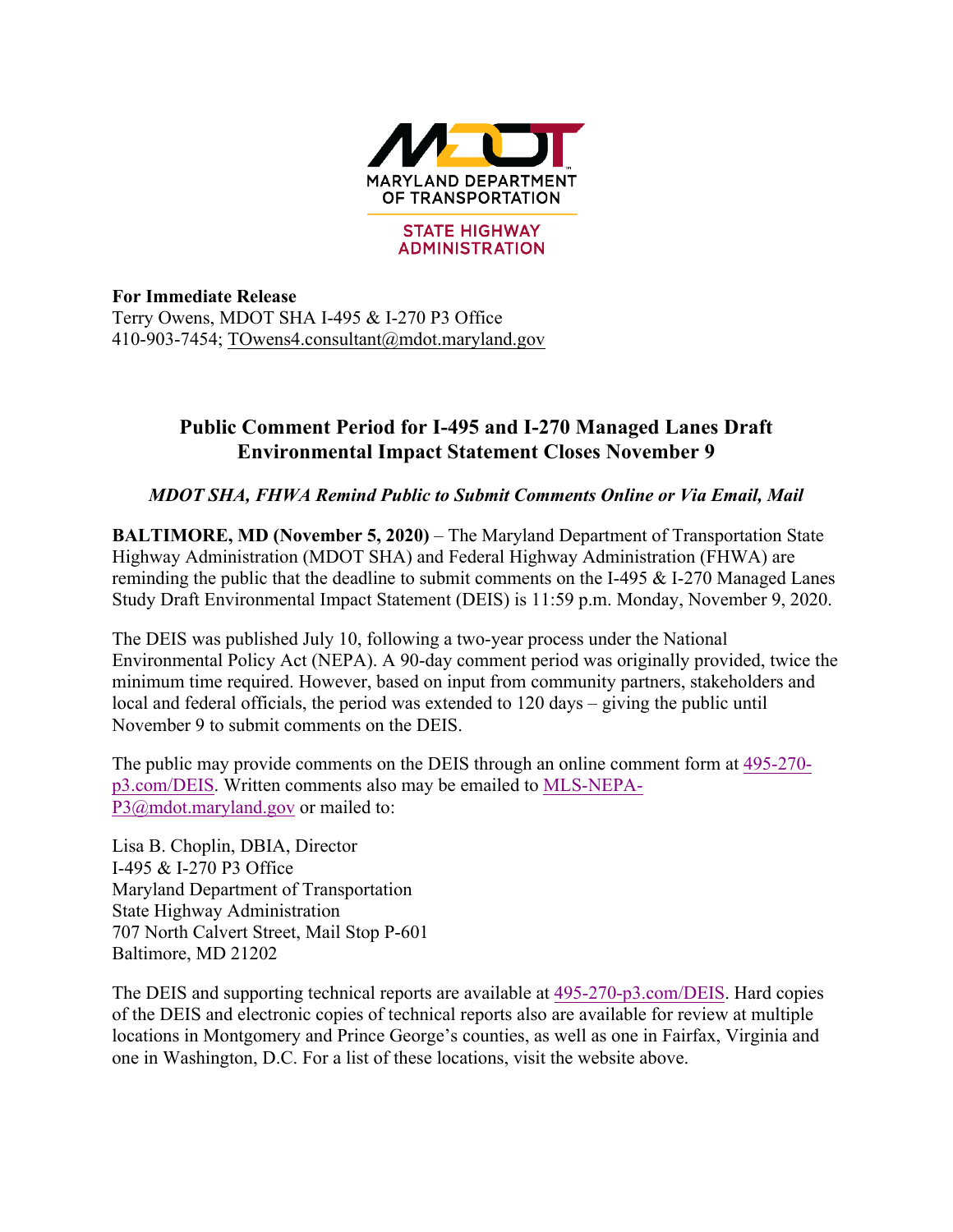MARYLAND DEPARTMENT OF TRANSPORTATION

STATE HIGHWAY ADMINISTRATION

**For Immediate Release**
Terry Owens, MDOT SHA I-495 & I-270 P3 Office
410-903-7454; TOwens4.consultant@mdot.maryland.gov

# Public Comment Period for I-495 and I-270 Managed Lanes Draft Environmental Impact Statement Closes November 9

*MDOT SHA, FHWA Remind Public to Submit Comments Online or Via Email, Mail*

**BALTIMORE, MD (November 5, 2020)** – The Maryland Department of Transportation State Highway Administration (MDOT SHA) and Federal Highway Administration (FHWA) are reminding the public that the deadline to submit comments on the I-495 & I-270 Managed Lanes Study Draft Environmental Impact Statement (DEIS) is 11:59 p.m. Monday, November 9, 2020.

The DEIS was published July 10, following a two-year process under the National Environmental Policy Act (NEPA). A 90-day comment period was originally provided, twice the minimum time required. However, based on input from community partners, stakeholders and local and federal officials, the period was extended to 120 days – giving the public until November 9 to submit comments on the DEIS.

The public may provide comments on the DEIS through an online comment form at 495-270-p3.com/DEIS. Written comments also may be emailed to MLS-NEPA-P3@mdot.maryland.gov or mailed to:

Lisa B. Choplin, DBIA, Director
I-495 & I-270 P3 Office
Maryland Department of Transportation
State Highway Administration
707 North Calvert Street, Mail Stop P-601
Baltimore, MD 21202

The DEIS and supporting technical reports are available at 495-270-p3.com/DEIS. Hard copies of the DEIS and electronic copies of technical reports also are available for review at multiple locations in Montgomery and Prince George's counties, as well as one in Fairfax, Virginia and one in Washington, D.C. For a list of these locations, visit the website above.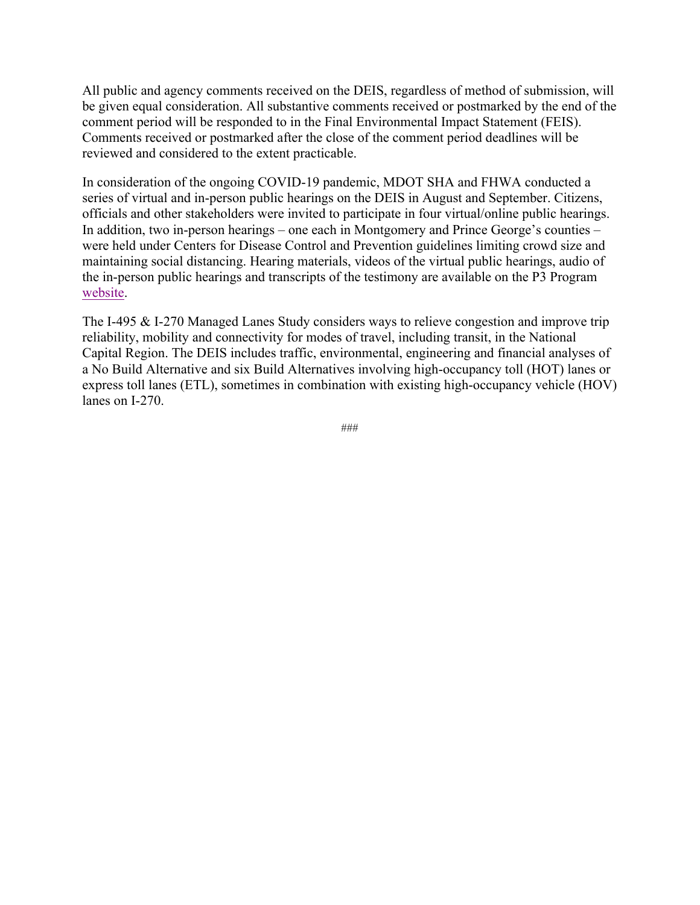All public and agency comments received on the DEIS, regardless of method of submission, will be given equal consideration. All substantive comments received or postmarked by the end of the comment period will be responded to in the Final Environmental Impact Statement (FEIS). Comments received or postmarked after the close of the comment period deadlines will be reviewed and considered to the extent practicable.

In consideration of the ongoing COVID-19 pandemic, MDOT SHA and FHWA conducted a series of virtual and in-person public hearings on the DEIS in August and September. Citizens, officials and other stakeholders were invited to participate in four virtual/online public hearings. In addition, two in-person hearings – one each in Montgomery and Prince George's counties – were held under Centers for Disease Control and Prevention guidelines limiting crowd size and maintaining social distancing. Hearing materials, videos of the virtual public hearings, audio of the in-person public hearings and transcripts of the testimony are available on the P3 Program website.

The I-495 & I-270 Managed Lanes Study considers ways to relieve congestion and improve trip reliability, mobility and connectivity for modes of travel, including transit, in the National Capital Region. The DEIS includes traffic, environmental, engineering and financial analyses of a No Build Alternative and six Build Alternatives involving high-occupancy toll (HOT) lanes or express toll lanes (ETL), sometimes in combination with existing high-occupancy vehicle (HOV) lanes on I-270.

###